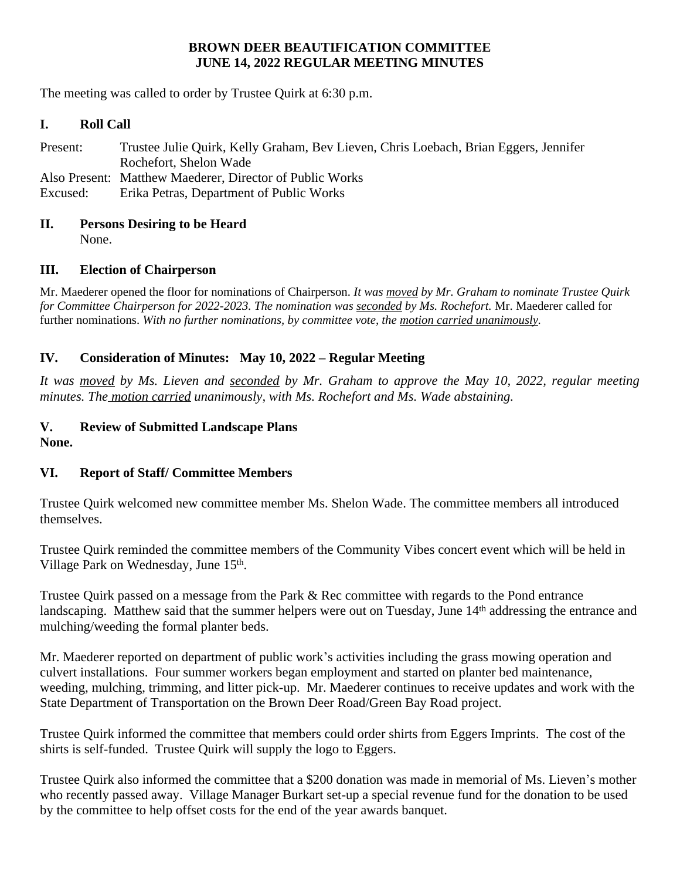# BROWN DEER BEAUTIFICATION COMMITTEE
## JUNE 14, 2022 REGULAR MEETING MINUTES

The meeting was called to order by Trustee Quirk at 6:30 p.m.

## I. Roll Call

Present: Trustee Julie Quirk, Kelly Graham, Bev Lieven, Chris Loebach, Brian Eggers, Jennifer Rochefort, Shelon Wade
Also Present: Matthew Maederer, Director of Public Works
Excused: Erika Petras, Department of Public Works

## II. Persons Desiring to be Heard

None.

## III. Election of Chairperson

Mr. Maederer opened the floor for nominations of Chairperson. *It was moved by Mr. Graham to nominate Trustee Quirk for Committee Chairperson for 2022-2023. The nomination was seconded by Ms. Rochefort.* Mr. Maederer called for further nominations. *With no further nominations, by committee vote, the motion carried unanimously.*

## IV. Consideration of Minutes: May 10, 2022 – Regular Meeting

*It was moved by Ms. Lieven and seconded by Mr. Graham to approve the May 10, 2022, regular meeting minutes. The motion carried unanimously, with Ms. Rochefort and Ms. Wade abstaining.*

## V. Review of Submitted Landscape Plans

**None.**

## VI. Report of Staff/ Committee Members

Trustee Quirk welcomed new committee member Ms. Shelon Wade. The committee members all introduced themselves.

Trustee Quirk reminded the committee members of the Community Vibes concert event which will be held in Village Park on Wednesday, June 15th.

Trustee Quirk passed on a message from the Park & Rec committee with regards to the Pond entrance landscaping. Matthew said that the summer helpers were out on Tuesday, June 14th addressing the entrance and mulching/weeding the formal planter beds.

Mr. Maederer reported on department of public work's activities including the grass mowing operation and culvert installations. Four summer workers began employment and started on planter bed maintenance, weeding, mulching, trimming, and litter pick-up. Mr. Maederer continues to receive updates and work with the State Department of Transportation on the Brown Deer Road/Green Bay Road project.

Trustee Quirk informed the committee that members could order shirts from Eggers Imprints. The cost of the shirts is self-funded. Trustee Quirk will supply the logo to Eggers.

Trustee Quirk also informed the committee that a $200 donation was made in memorial of Ms. Lieven's mother who recently passed away. Village Manager Burkart set-up a special revenue fund for the donation to be used by the committee to help offset costs for the end of the year awards banquet.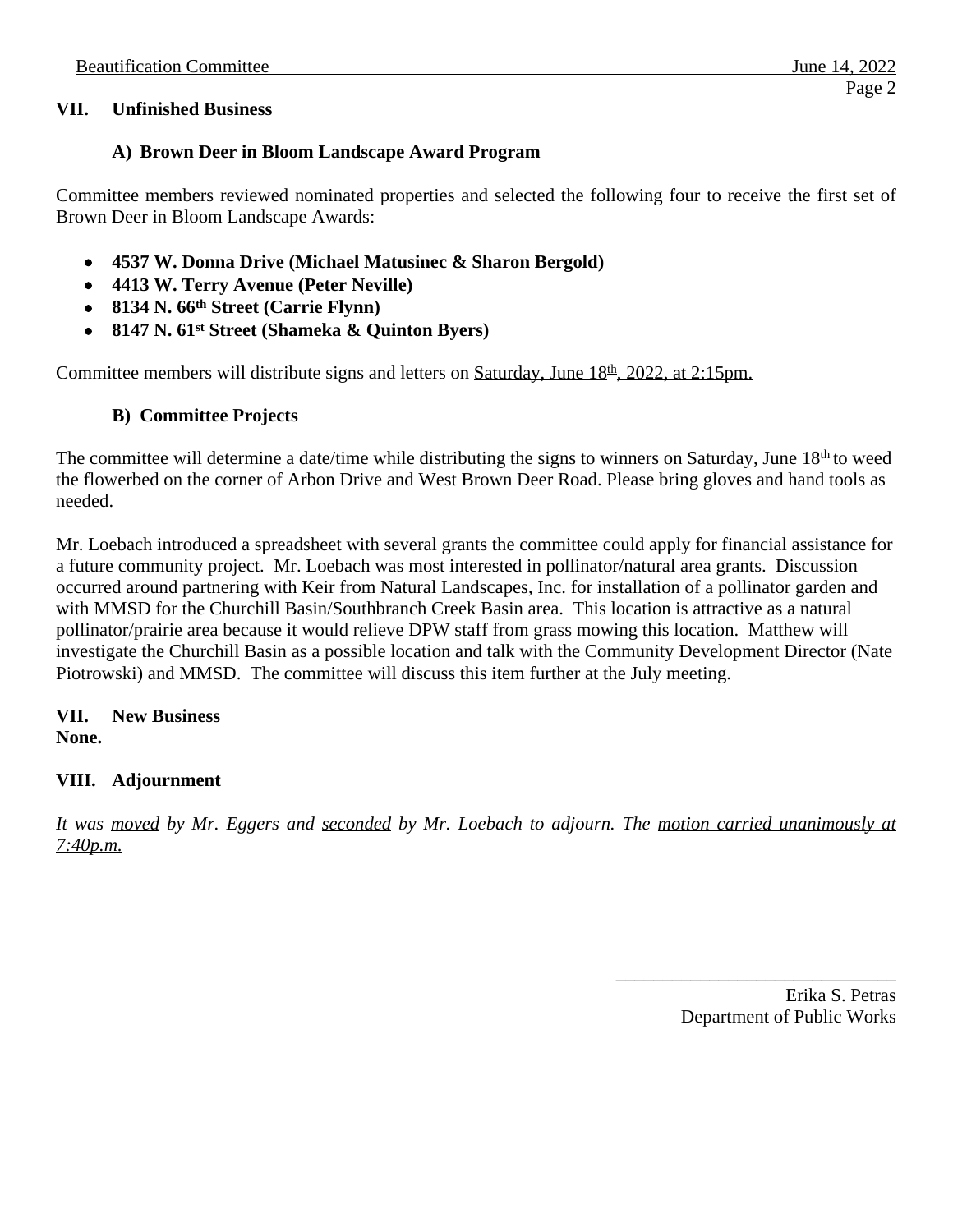## VII. Unfinished Business

### A) Brown Deer in Bloom Landscape Award Program

Committee members reviewed nominated properties and selected the following four to receive the first set of Brown Deer in Bloom Landscape Awards:

- **4537 W. Donna Drive (Michael Matusinec & Sharon Bergold)**
- **4413 W. Terry Avenue (Peter Neville)**
- **8134 N. 66th Street (Carrie Flynn)**
- **8147 N. 61st Street (Shameka & Quinton Byers)**

Committee members will distribute signs and letters on Saturday, June 18th, 2022, at 2:15pm.

### B) Committee Projects

The committee will determine a date/time while distributing the signs to winners on Saturday, June 18th to weed the flowerbed on the corner of Arbon Drive and West Brown Deer Road. Please bring gloves and hand tools as needed.

Mr. Loebach introduced a spreadsheet with several grants the committee could apply for financial assistance for a future community project. Mr. Loebach was most interested in pollinator/natural area grants. Discussion occurred around partnering with Keir from Natural Landscapes, Inc. for installation of a pollinator garden and with MMSD for the Churchill Basin/Southbranch Creek Basin area. This location is attractive as a natural pollinator/prairie area because it would relieve DPW staff from grass mowing this location. Matthew will investigate the Churchill Basin as a possible location and talk with the Community Development Director (Nate Piotrowski) and MMSD. The committee will discuss this item further at the July meeting.

## VII. New Business

**None.**

## VIII. Adjournment

*It was moved by Mr. Eggers and seconded by Mr. Loebach to adjourn. The motion carried unanimously at 7:40p.m.*

\_\_\_\_\_\_\_\_\_\_\_\_\_\_\_\_\_\_\_\_\_\_\_\_\_\_\_\_\_\_

Erika S. Petras
Department of Public Works